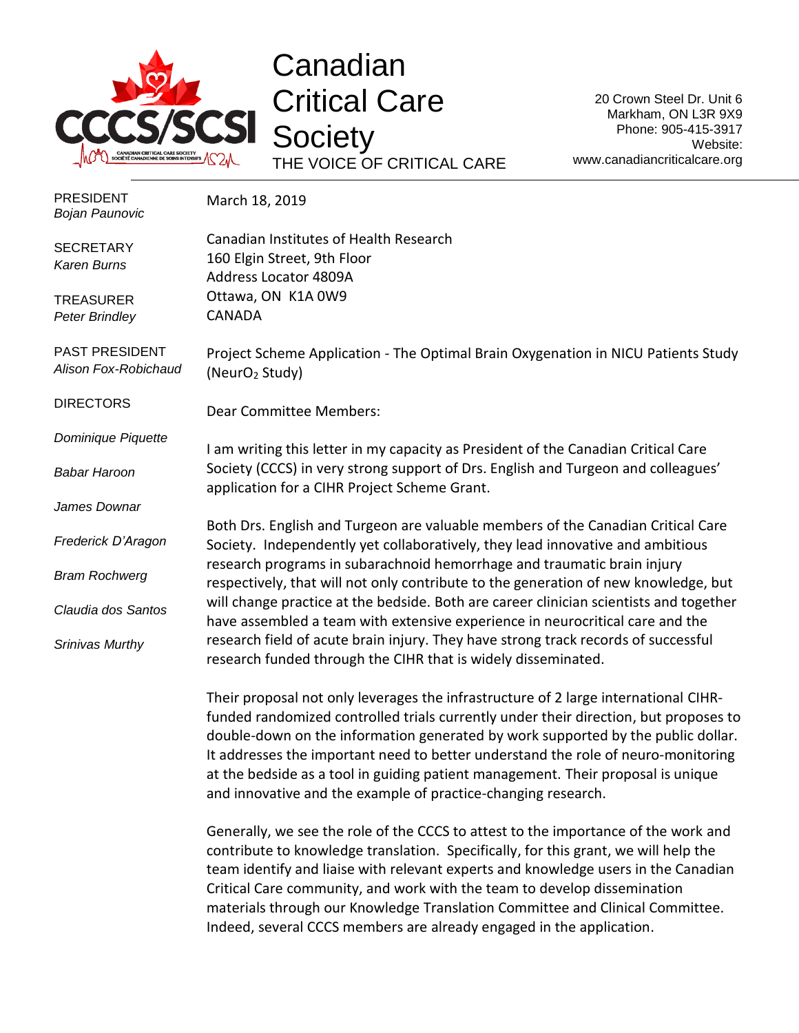# Canadian Critical Care Society

THE VOICE OF CRITICAL CARE

20 Crown Steel Dr. Unit 6
Markham, ON L3R 9X9
Phone: 905-415-3917
Website:
www.canadiancriticalcare.org

PRESIDENT
*Bojan Paunovic*

SECRETARY
*Karen Burns*

TREASURER
*Peter Brindley*

PAST PRESIDENT
*Alison Fox-Robichaud*

DIRECTORS

*Dominique Piquette*

*Babar Haroon*

*James Downar*

*Frederick D'Aragon*

*Bram Rochwerg*

*Claudia dos Santos*

*Srinivas Murthy*

March 18, 2019

Canadian Institutes of Health Research
160 Elgin Street, 9th Floor
Address Locator 4809A
Ottawa, ON K1A 0W9
CANADA

Project Scheme Application - The Optimal Brain Oxygenation in NICU Patients Study (NeurO$_2$ Study)

Dear Committee Members:

I am writing this letter in my capacity as President of the Canadian Critical Care Society (CCCS) in very strong support of Drs. English and Turgeon and colleagues' application for a CIHR Project Scheme Grant.

Both Drs. English and Turgeon are valuable members of the Canadian Critical Care Society. Independently yet collaboratively, they lead innovative and ambitious research programs in subarachnoid hemorrhage and traumatic brain injury respectively, that will not only contribute to the generation of new knowledge, but will change practice at the bedside. Both are career clinician scientists and together have assembled a team with extensive experience in neurocritical care and the research field of acute brain injury. They have strong track records of successful research funded through the CIHR that is widely disseminated.

Their proposal not only leverages the infrastructure of 2 large international CIHR-funded randomized controlled trials currently under their direction, but proposes to double-down on the information generated by work supported by the public dollar. It addresses the important need to better understand the role of neuro-monitoring at the bedside as a tool in guiding patient management. Their proposal is unique and innovative and the example of practice-changing research.

Generally, we see the role of the CCCS to attest to the importance of the work and contribute to knowledge translation. Specifically, for this grant, we will help the team identify and liaise with relevant experts and knowledge users in the Canadian Critical Care community, and work with the team to develop dissemination materials through our Knowledge Translation Committee and Clinical Committee. Indeed, several CCCS members are already engaged in the application.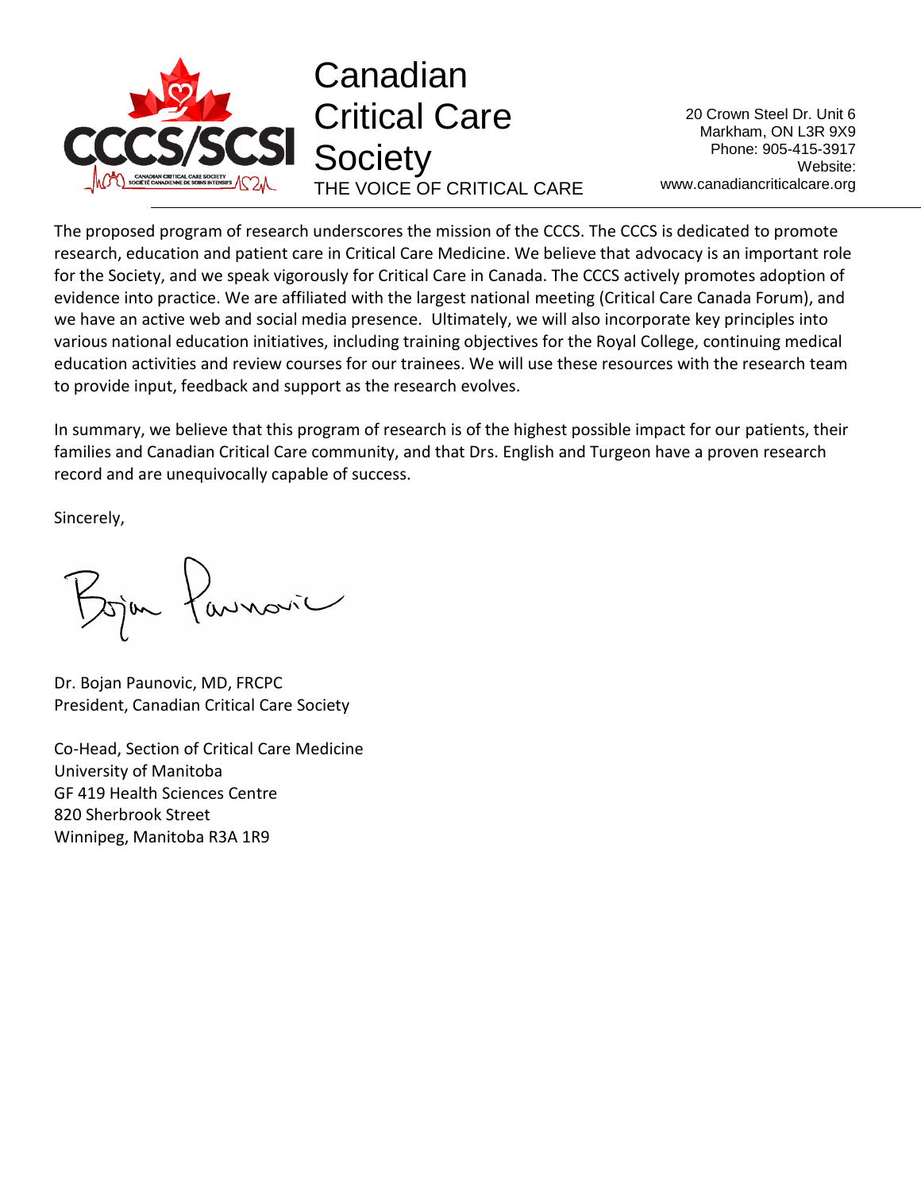Canadian Critical Care Society
THE VOICE OF CRITICAL CARE

20 Crown Steel Dr. Unit 6
Markham, ON L3R 9X9
Phone: 905-415-3917
Website:
www.canadiancriticalcare.org

The proposed program of research underscores the mission of the CCCS. The CCCS is dedicated to promote research, education and patient care in Critical Care Medicine. We believe that advocacy is an important role for the Society, and we speak vigorously for Critical Care in Canada. The CCCS actively promotes adoption of evidence into practice. We are affiliated with the largest national meeting (Critical Care Canada Forum), and we have an active web and social media presence. Ultimately, we will also incorporate key principles into various national education initiatives, including training objectives for the Royal College, continuing medical education activities and review courses for our trainees. We will use these resources with the research team to provide input, feedback and support as the research evolves.

In summary, we believe that this program of research is of the highest possible impact for our patients, their families and Canadian Critical Care community, and that Drs. English and Turgeon have a proven research record and are unequivocally capable of success.

Sincerely,

Dr. Bojan Paunovic, MD, FRCPC
President, Canadian Critical Care Society

Co-Head, Section of Critical Care Medicine
University of Manitoba
GF 419 Health Sciences Centre
820 Sherbrook Street
Winnipeg, Manitoba R3A 1R9